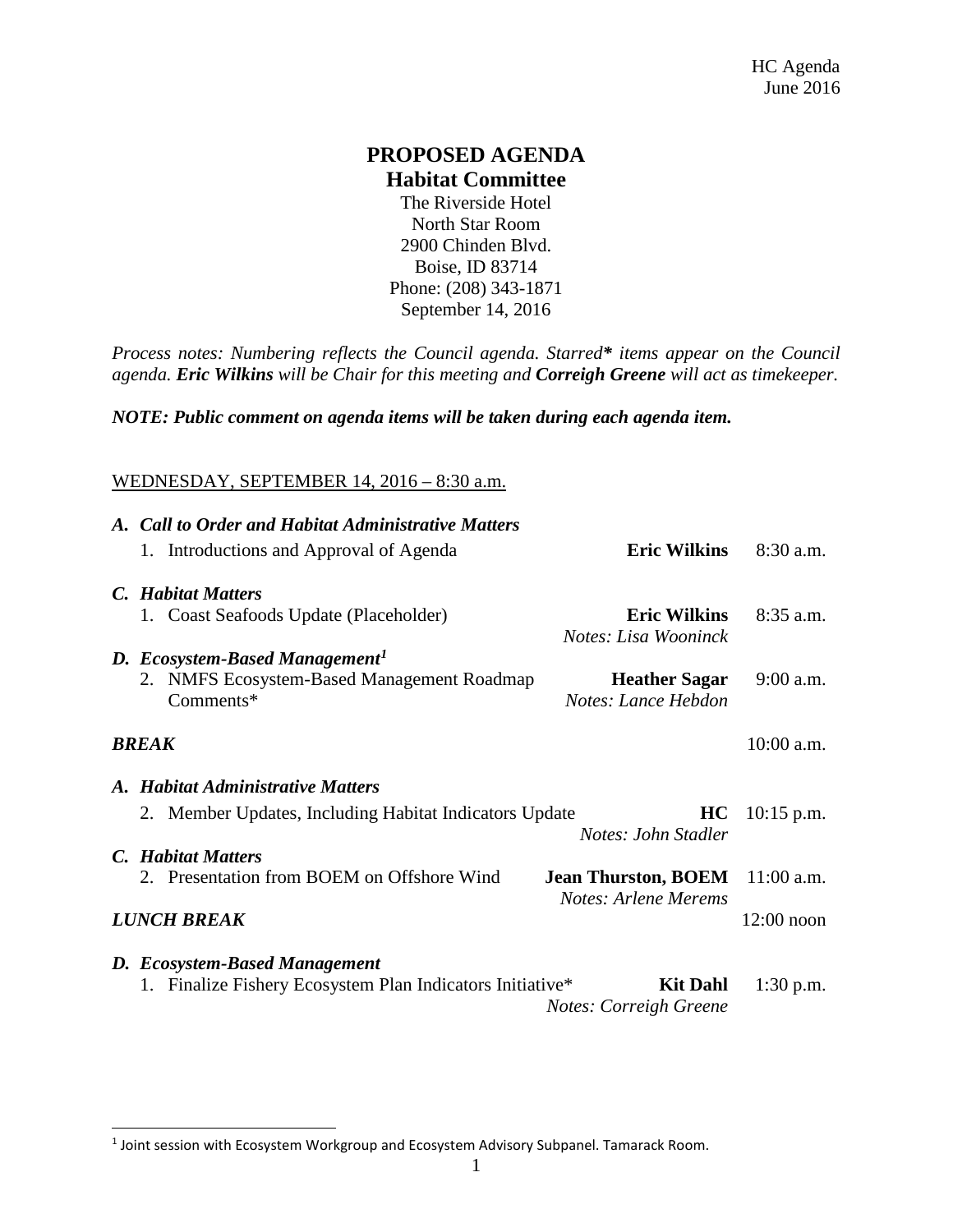HC Agenda
June 2016

# PROPOSED AGENDA
## Habitat Committee

The Riverside Hotel
North Star Room
2900 Chinden Blvd.
Boise, ID 83714
Phone: (208) 343-1871
September 14, 2016

*Process notes: Numbering reflects the Council agenda. Starred* items appear on the Council agenda.* ***Eric Wilkins*** *will be Chair for this meeting and* ***Correigh Greene*** *will act as timekeeper.*

***NOTE: Public comment on agenda items will be taken during each agenda item.***

WEDNESDAY, SEPTEMBER 14, 2016 – 8:30 a.m.

***A. Call to Order and Habitat Administrative Matters***

| Item | Presenter | Time |
|---|---|---|
| 1. Introductions and Approval of Agenda | **Eric Wilkins** | 8:30 a.m. |

***C. Habitat Matters***

| Item | Presenter | Time |
|---|---|---|
| 1. Coast Seafoods Update (Placeholder) | **Eric Wilkins** *Notes: Lisa Wooninck* | 8:35 a.m. |

***D. Ecosystem-Based Management[1]***

| Item | Presenter | Time |
|---|---|---|
| 2. NMFS Ecosystem-Based Management Roadmap Comments* | **Heather Sagar** *Notes: Lance Hebdon* | 9:00 a.m. |

***BREAK*** — 10:00 a.m.

***A. Habitat Administrative Matters***

| Item | Presenter | Time |
|---|---|---|
| 2. Member Updates, Including Habitat Indicators Update | **HC** *Notes: John Stadler* | 10:15 p.m. |

***C. Habitat Matters***

| Item | Presenter | Time |
|---|---|---|
| 2. Presentation from BOEM on Offshore Wind | **Jean Thurston, BOEM** *Notes: Arlene Merems* | 11:00 a.m. |

***LUNCH BREAK*** — 12:00 noon

***D. Ecosystem-Based Management***

| Item | Presenter | Time |
|---|---|---|
| 1. Finalize Fishery Ecosystem Plan Indicators Initiative* | **Kit Dahl** *Notes: Correigh Greene* | 1:30 p.m. |

---

[1] Joint session with Ecosystem Workgroup and Ecosystem Advisory Subpanel. Tamarack Room.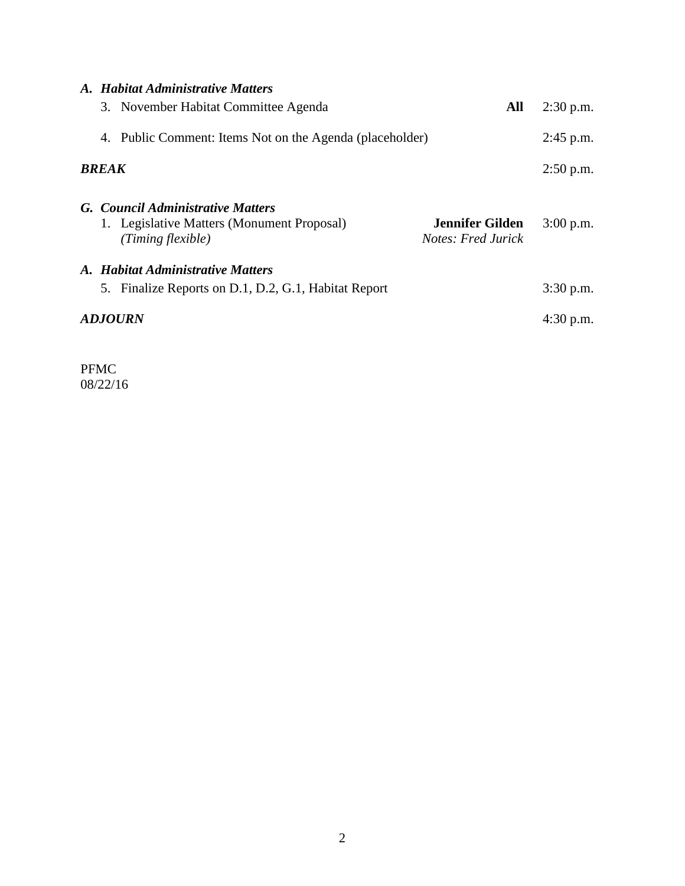***A. Habitat Administrative Matters***

3. November Habitat Committee Agenda — **All** — 2:30 p.m.

4. Public Comment: Items Not on the Agenda (placeholder) — 2:45 p.m.

***BREAK*** — 2:50 p.m.

***G. Council Administrative Matters***

1. Legislative Matters (Monument Proposal) *(Timing flexible)* — **Jennifer Gilden** *Notes: Fred Jurick* — 3:00 p.m.

***A. Habitat Administrative Matters***

5. Finalize Reports on D.1, D.2, G.1, Habitat Report — 3:30 p.m.

***ADJOURN*** — 4:30 p.m.

PFMC
08/22/16